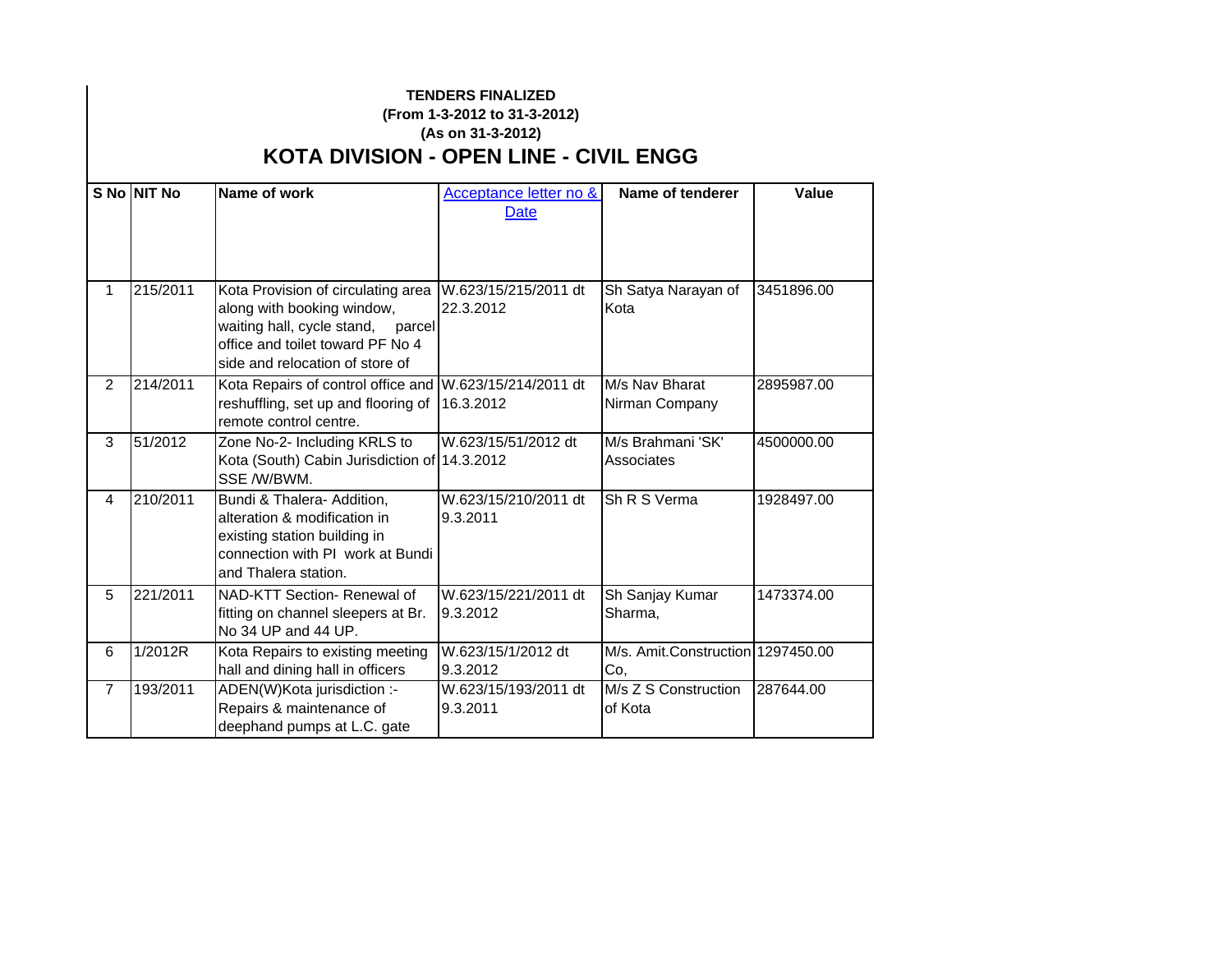**TENDERS FINALIZED**

**(From 1-3-2012 to 31-3-2012)**

**(As on 31-3-2012)**

# KOTA DIVISION - OPEN LINE - CIVIL ENGG

| S No | NIT No | Name of work | Acceptance letter no & Date | Name of tenderer | Value |
|---|---|---|---|---|---|
| 1 | 215/2011 | Kota Provision of circulating area along with booking window, waiting hall, cycle stand, parcel office and toilet toward PF No 4 side and relocation of store of | W.623/15/215/2011 dt 22.3.2012 | Sh Satya Narayan of Kota | 3451896.00 |
| 2 | 214/2011 | Kota Repairs of control office and reshuffling, set up and flooring of remote control centre. | W.623/15/214/2011 dt 16.3.2012 | M/s Nav Bharat Nirman Company | 2895987.00 |
| 3 | 51/2012 | Zone No-2- Including KRLS to Kota (South) Cabin Jurisdiction of SSE /W/BWM. | W.623/15/51/2012 dt 14.3.2012 | M/s Brahmani 'SK' Associates | 4500000.00 |
| 4 | 210/2011 | Bundi & Thalera- Addition, alteration & modification in existing station building in connection with PI work at Bundi and Thalera station. | W.623/15/210/2011 dt 9.3.2011 | Sh R S Verma | 1928497.00 |
| 5 | 221/2011 | NAD-KTT Section- Renewal of fitting on channel sleepers at Br. No 34 UP and 44 UP. | W.623/15/221/2011 dt 9.3.2012 | Sh Sanjay Kumar Sharma, | 1473374.00 |
| 6 | 1/2012R | Kota Repairs to existing meeting hall and dining hall in officers | W.623/15/1/2012 dt 9.3.2012 | M/s. Amit.Construction Co, | 1297450.00 |
| 7 | 193/2011 | ADEN(W)Kota jurisdiction :- Repairs & maintenance of deephand pumps at L.C. gate | W.623/15/193/2011 dt 9.3.2011 | M/s Z S Construction of Kota | 287644.00 |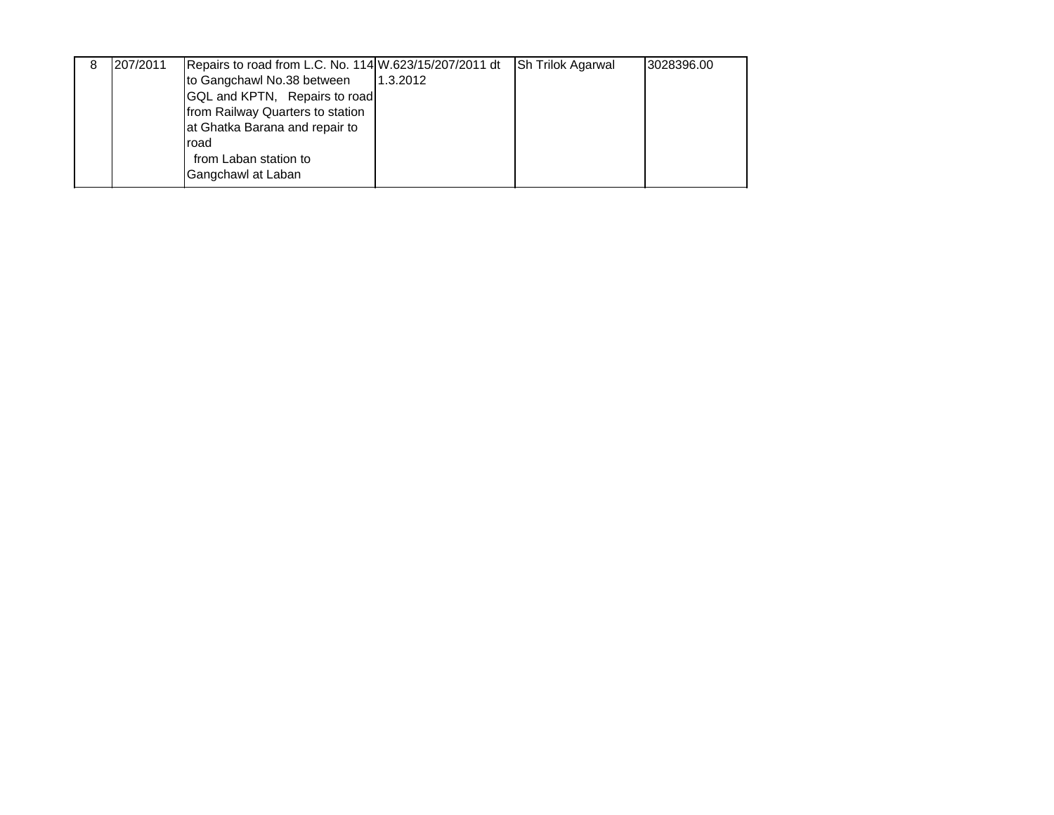| | | | | | |
|---|---|---|---|---|---|
| 8 | 207/2011 | Repairs to road from L.C. No. 114 to Gangchawl No.38 between GQL and KPTN, Repairs to road from Railway Quarters to station at Ghatka Barana and repair to road from Laban station to Gangchawl at Laban | W.623/15/207/2011 dt 1.3.2012 | Sh Trilok Agarwal | 3028396.00 |